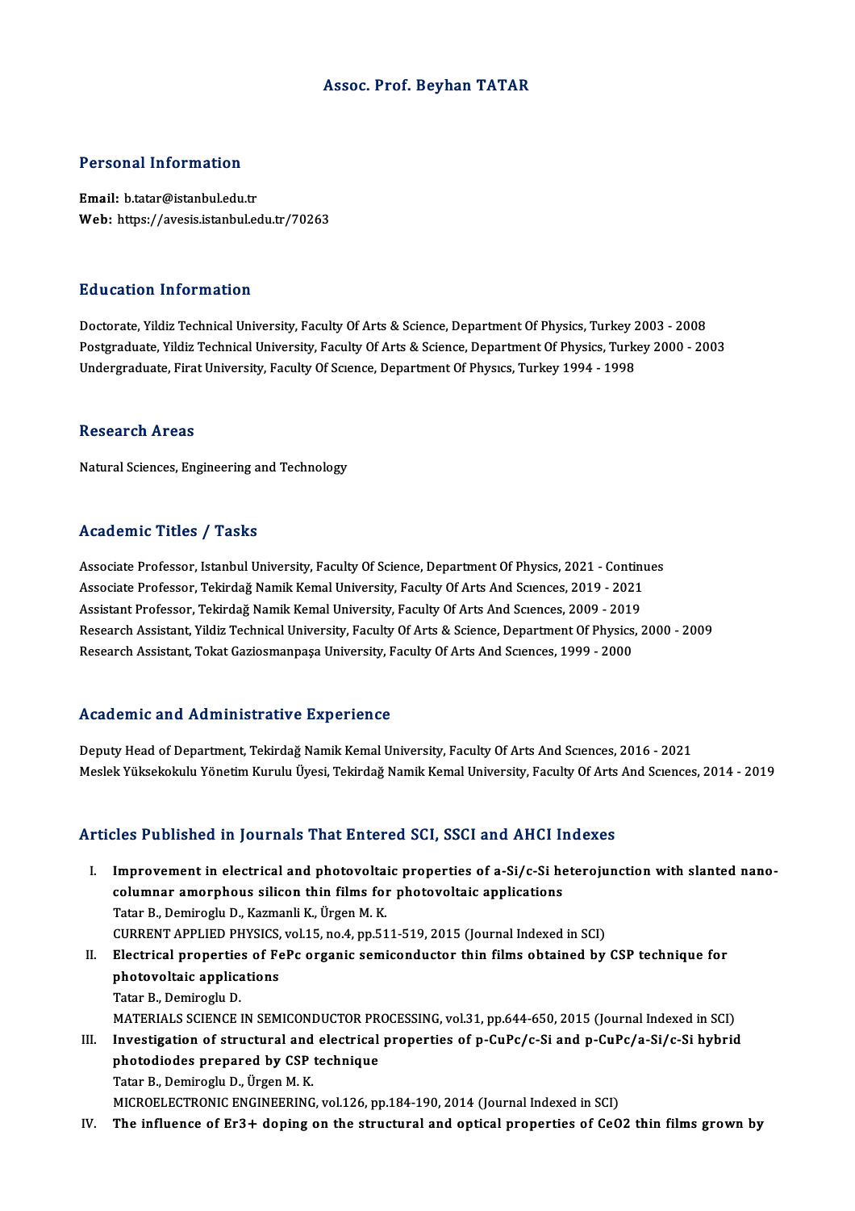# Assoc. Prof. Beyhan TATAR

## Personal Information

**Email:** b.tatar@istanbul.edu.tr
**Web:** https://avesis.istanbul.edu.tr/70263

## Education Information

Doctorate, Yildiz Technical University, Faculty Of Arts & Science, Department Of Physics, Turkey 2003 - 2008
Postgraduate, Yildiz Technical University, Faculty Of Arts & Science, Department Of Physics, Turkey 2000 - 2003
Undergraduate, Firat University, Faculty Of Scıence, Department Of Physıcs, Turkey 1994 - 1998

## Research Areas

Natural Sciences, Engineering and Technology

## Academic Titles / Tasks

Associate Professor, Istanbul University, Faculty Of Science, Department Of Physics, 2021 - Continues
Associate Professor, Tekirdağ Namik Kemal University, Faculty Of Arts And Scıences, 2019 - 2021
Assistant Professor, Tekirdağ Namik Kemal University, Faculty Of Arts And Scıences, 2009 - 2019
Research Assistant, Yildiz Technical University, Faculty Of Arts & Science, Department Of Physics, 2000 - 2009
Research Assistant, Tokat Gaziosmanpaşa University, Faculty Of Arts And Scıences, 1999 - 2000

## Academic and Administrative Experience

Deputy Head of Department, Tekirdağ Namik Kemal University, Faculty Of Arts And Scıences, 2016 - 2021
Meslek Yüksekokulu Yönetim Kurulu Üyesi, Tekirdağ Namik Kemal University, Faculty Of Arts And Scıences, 2014 - 2019

## Articles Published in Journals That Entered SCI, SSCI and AHCI Indexes

I. **Improvement in electrical and photovoltaic properties of a-Si/c-Si heterojunction with slanted nano-columnar amorphous silicon thin films for photovoltaic applications**
Tatar B., Demiroglu D., Kazmanli K., Ürgen M. K.
CURRENT APPLIED PHYSICS, vol.15, no.4, pp.511-519, 2015 (Journal Indexed in SCI)

II. **Electrical properties of FePc organic semiconductor thin films obtained by CSP technique for photovoltaic applications**
Tatar B., Demiroglu D.
MATERIALS SCIENCE IN SEMICONDUCTOR PROCESSING, vol.31, pp.644-650, 2015 (Journal Indexed in SCI)

III. **Investigation of structural and electrical properties of p-CuPc/c-Si and p-CuPc/a-Si/c-Si hybrid photodiodes prepared by CSP technique**
Tatar B., Demiroglu D., Ürgen M. K.
MICROELECTRONIC ENGINEERING, vol.126, pp.184-190, 2014 (Journal Indexed in SCI)

IV. **The influence of $Er^{3+}$ doping on the structural and optical properties of $CeO_2$ thin films grown by**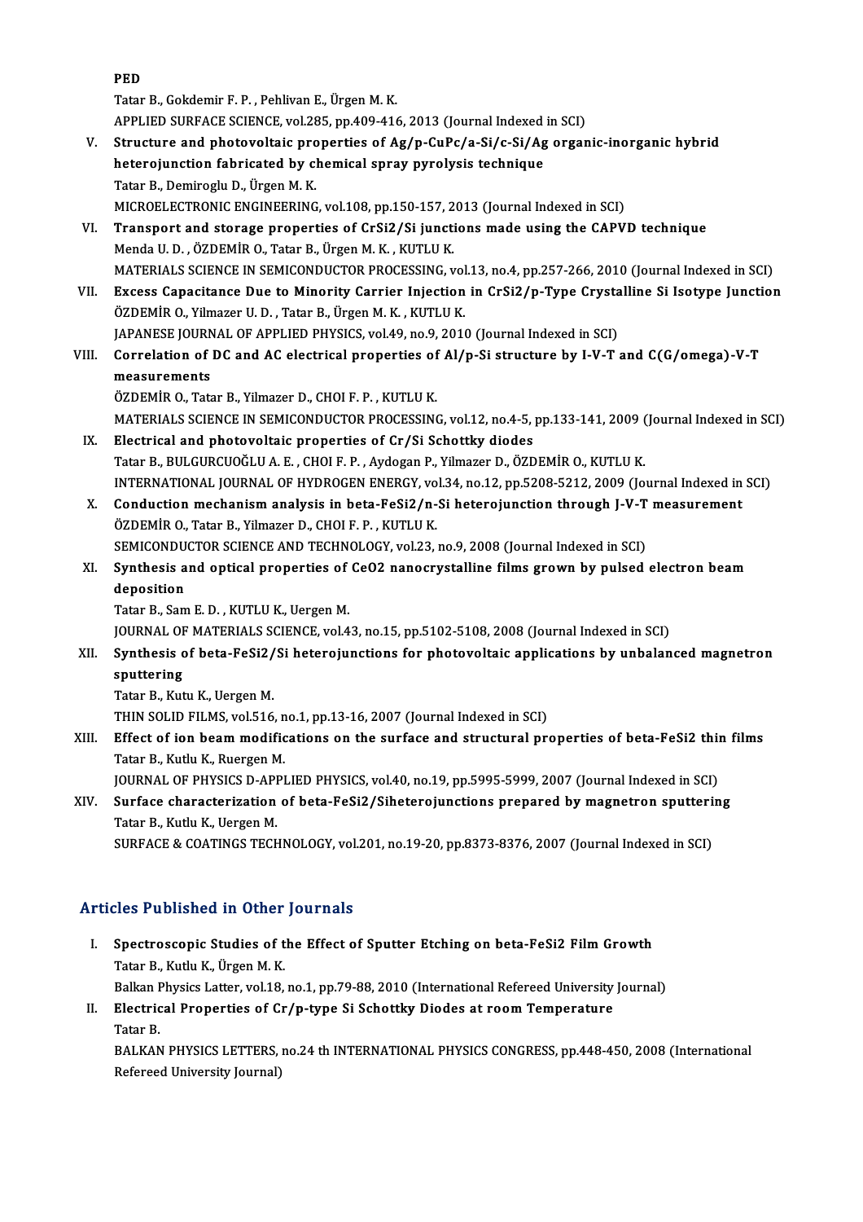PED

Tatar B., Gokdemir F. P. , Pehlivan E., Ürgen M. K.

APPLIED SURFACE SCIENCE, vol.285, pp.409-416, 2013 (Journal Indexed in SCI)

V. **Structure and photovoltaic properties of Ag/p-CuPc/a-Si/c-Si/Ag organic-inorganic hybrid heterojunction fabricated by chemical spray pyrolysis technique**
   Tatar B., Demiroglu D., Ürgen M. K.
   MICROELECTRONIC ENGINEERING, vol.108, pp.150-157, 2013 (Journal Indexed in SCI)

VI. **Transport and storage properties of $CrSi_2$/Si junctions made using the CAPVD technique**
   Menda U. D. , ÖZDEMİR O., Tatar B., Ürgen M. K. , KUTLU K.
   MATERIALS SCIENCE IN SEMICONDUCTOR PROCESSING, vol.13, no.4, pp.257-266, 2010 (Journal Indexed in SCI)

VII. **Excess Capacitance Due to Minority Carrier Injection in $CrSi_2$/p-Type Crystalline Si Isotype Junction**
   ÖZDEMİR O., Yilmazer U. D. , Tatar B., Ürgen M. K. , KUTLU K.
   JAPANESE JOURNAL OF APPLIED PHYSICS, vol.49, no.9, 2010 (Journal Indexed in SCI)

VIII. **Correlation of DC and AC electrical properties of Al/p-Si structure by I-V-T and C(G/omega)-V-T measurements**
   ÖZDEMİR O., Tatar B., Yilmazer D., CHOI F. P. , KUTLU K.
   MATERIALS SCIENCE IN SEMICONDUCTOR PROCESSING, vol.12, no.4-5, pp.133-141, 2009 (Journal Indexed in SCI)

IX. **Electrical and photovoltaic properties of Cr/Si Schottky diodes**
   Tatar B., BULGURCUOĞLU A. E. , CHOI F. P. , Aydogan P., Yilmazer D., ÖZDEMİR O., KUTLU K.
   INTERNATIONAL JOURNAL OF HYDROGEN ENERGY, vol.34, no.12, pp.5208-5212, 2009 (Journal Indexed in SCI)

X. **Conduction mechanism analysis in beta-$FeSi_2$/n-Si heterojunction through J-V-T measurement**
   ÖZDEMİR O., Tatar B., Yilmazer D., CHOI F. P. , KUTLU K.
   SEMICONDUCTOR SCIENCE AND TECHNOLOGY, vol.23, no.9, 2008 (Journal Indexed in SCI)

XI. **Synthesis and optical properties of $CeO_2$ nanocrystalline films grown by pulsed electron beam deposition**
   Tatar B., Sam E. D. , KUTLU K., Uergen M.
   JOURNAL OF MATERIALS SCIENCE, vol.43, no.15, pp.5102-5108, 2008 (Journal Indexed in SCI)

XII. **Synthesis of beta-$FeSi_2$/Si heterojunctions for photovoltaic applications by unbalanced magnetron sputtering**
   Tatar B., Kutu K., Uergen M.
   THIN SOLID FILMS, vol.516, no.1, pp.13-16, 2007 (Journal Indexed in SCI)

XIII. **Effect of ion beam modifications on the surface and structural properties of beta-$FeSi_2$ thin films**
   Tatar B., Kutlu K., Ruergen M.
   JOURNAL OF PHYSICS D-APPLIED PHYSICS, vol.40, no.19, pp.5995-5999, 2007 (Journal Indexed in SCI)

XIV. **Surface characterization of beta-$FeSi_2$/Siheterojunctions prepared by magnetron sputtering**
   Tatar B., Kutlu K., Uergen M.
   SURFACE & COATINGS TECHNOLOGY, vol.201, no.19-20, pp.8373-8376, 2007 (Journal Indexed in SCI)

## Articles Published in Other Journals

I. **Spectroscopic Studies of the Effect of Sputter Etching on beta-$FeSi_2$ Film Growth**
   Tatar B., Kutlu K., Ürgen M. K.
   Balkan Physics Latter, vol.18, no.1, pp.79-88, 2010 (International Refereed University Journal)

II. **Electrical Properties of Cr/p-type Si Schottky Diodes at room Temperature**
   Tatar B.
   BALKAN PHYSICS LETTERS, no.24 th INTERNATIONAL PHYSICS CONGRESS, pp.448-450, 2008 (International Refereed University Journal)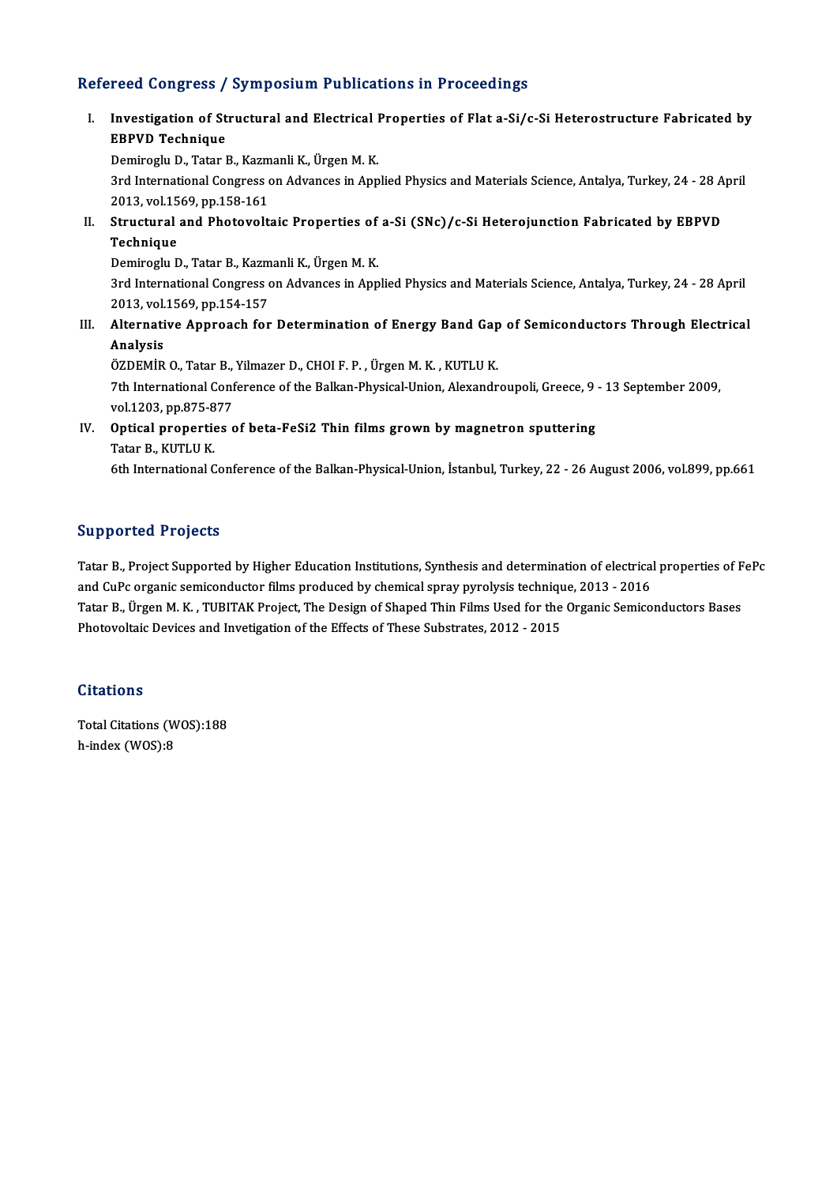## Refereed Congress / Symposium Publications in Proceedings

I. **Investigation of Structural and Electrical Properties of Flat a-Si/c-Si Heterostructure Fabricated by EBPVD Technique**
   Demiroglu D., Tatar B., Kazmanli K., Ürgen M. K.
   3rd International Congress on Advances in Applied Physics and Materials Science, Antalya, Turkey, 24 - 28 April 2013, vol.1569, pp.158-161

II. **Structural and Photovoltaic Properties of a-Si (SNc)/c-Si Heterojunction Fabricated by EBPVD Technique**
   Demiroglu D., Tatar B., Kazmanli K., Ürgen M. K.
   3rd International Congress on Advances in Applied Physics and Materials Science, Antalya, Turkey, 24 - 28 April 2013, vol.1569, pp.154-157

III. **Alternative Approach for Determination of Energy Band Gap of Semiconductors Through Electrical Analysis**
   ÖZDEMİR O., Tatar B., Yilmazer D., CHOI F. P. , Ürgen M. K. , KUTLU K.
   7th International Conference of the Balkan-Physical-Union, Alexandroupoli, Greece, 9 - 13 September 2009, vol.1203, pp.875-877

IV. **Optical properties of beta-FeSi2 Thin films grown by magnetron sputtering**
   Tatar B., KUTLU K.
   6th International Conference of the Balkan-Physical-Union, İstanbul, Turkey, 22 - 26 August 2006, vol.899, pp.661

## Supported Projects

Tatar B., Project Supported by Higher Education Institutions, Synthesis and determination of electrical properties of FePc and CuPc organic semiconductor films produced by chemical spray pyrolysis technique, 2013 - 2016

Tatar B., Ürgen M. K. , TUBITAK Project, The Design of Shaped Thin Films Used for the Organic Semiconductors Bases Photovoltaic Devices and Invetigation of the Effects of These Substrates, 2012 - 2015

## Citations

Total Citations (WOS):188
h-index (WOS):8